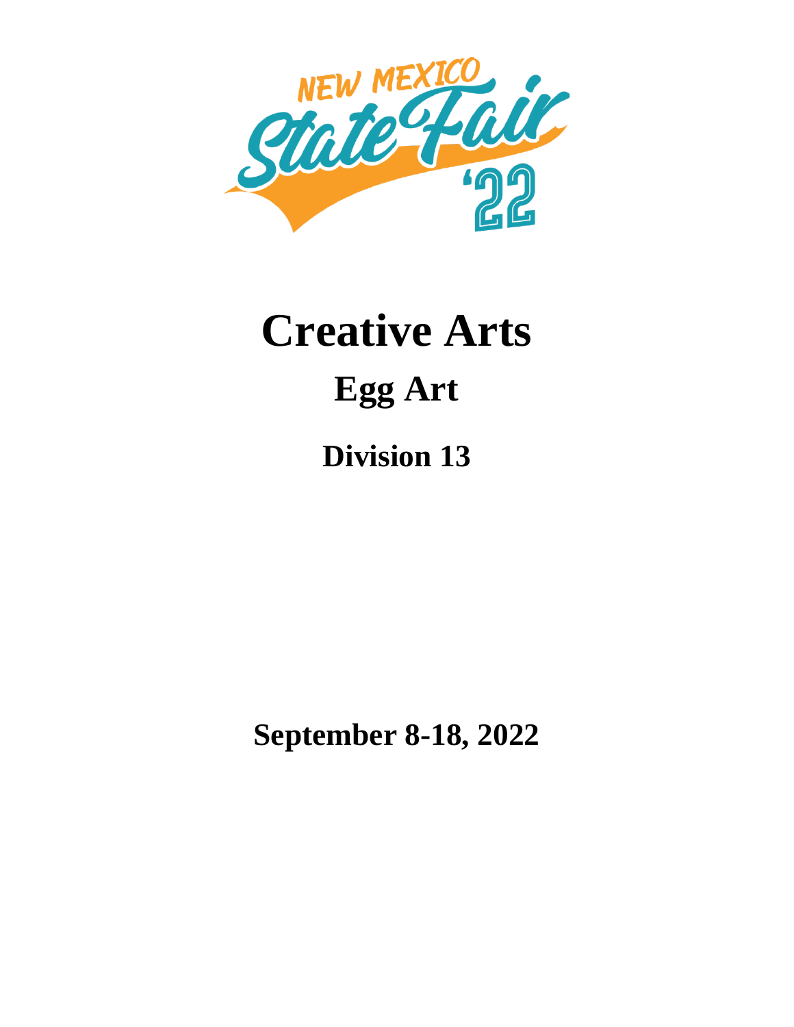NEW MEXICO State Fair '22

# Creative Arts

## Egg Art

### Division 13

**September 8-18, 2022**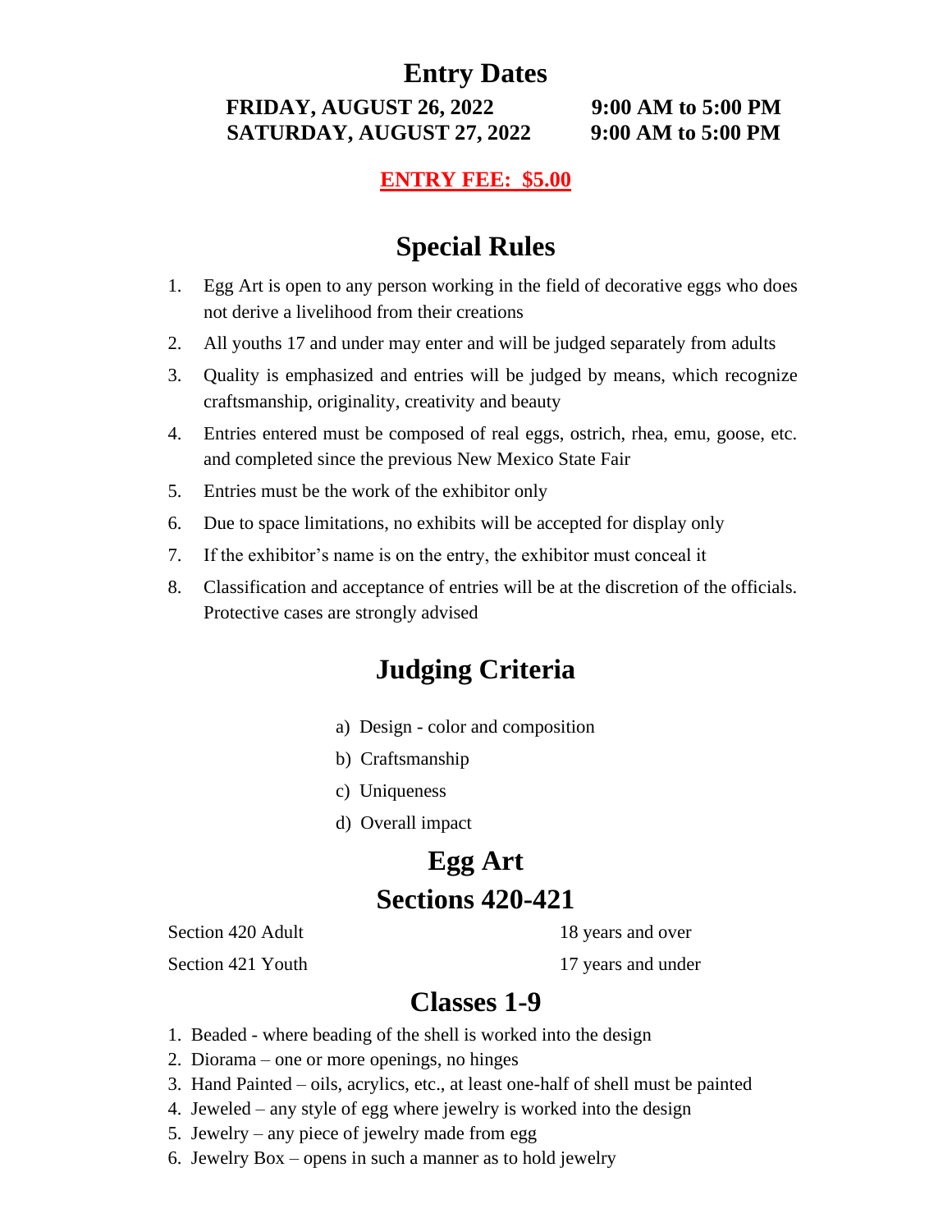# Entry Dates

**FRIDAY, AUGUST 26, 2022 9:00 AM to 5:00 PM**
**SATURDAY, AUGUST 27, 2022 9:00 AM to 5:00 PM**

**ENTRY FEE: $5.00**

# Special Rules

1. Egg Art is open to any person working in the field of decorative eggs who does not derive a livelihood from their creations
2. All youths 17 and under may enter and will be judged separately from adults
3. Quality is emphasized and entries will be judged by means, which recognize craftsmanship, originality, creativity and beauty
4. Entries entered must be composed of real eggs, ostrich, rhea, emu, goose, etc. and completed since the previous New Mexico State Fair
5. Entries must be the work of the exhibitor only
6. Due to space limitations, no exhibits will be accepted for display only
7. If the exhibitor's name is on the entry, the exhibitor must conceal it
8. Classification and acceptance of entries will be at the discretion of the officials. Protective cases are strongly advised

# Judging Criteria

a) Design - color and composition
b) Craftsmanship
c) Uniqueness
d) Overall impact

# Egg Art
# Sections 420-421

| | |
|---|---|
| Section 420 Adult | 18 years and over |
| Section 421 Youth | 17 years and under |

# Classes 1-9

1. Beaded - where beading of the shell is worked into the design
2. Diorama – one or more openings, no hinges
3. Hand Painted – oils, acrylics, etc., at least one-half of shell must be painted
4. Jeweled – any style of egg where jewelry is worked into the design
5. Jewelry – any piece of jewelry made from egg
6. Jewelry Box – opens in such a manner as to hold jewelry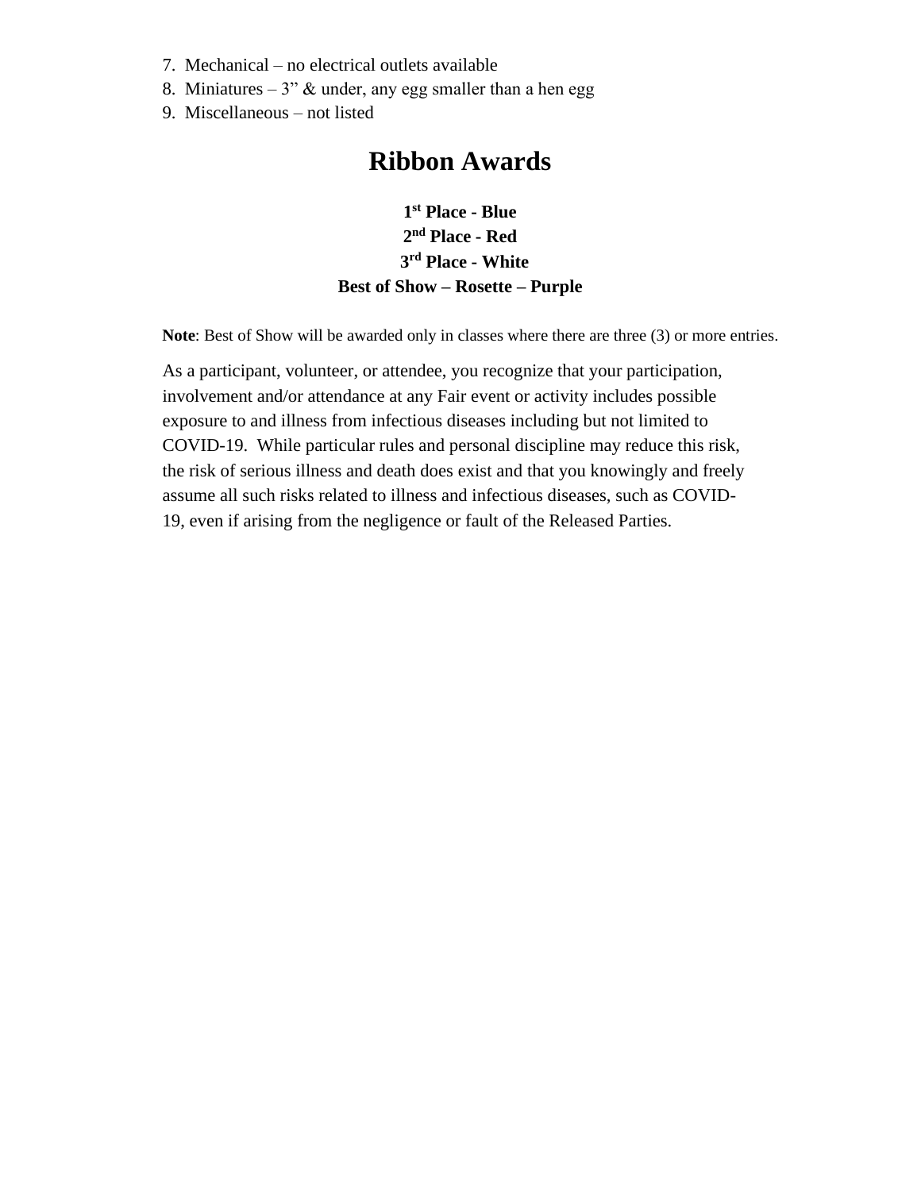7. Mechanical – no electrical outlets available
8. Miniatures – 3” & under, any egg smaller than a hen egg
9. Miscellaneous – not listed

# Ribbon Awards

**1st Place - Blue**
**2nd Place - Red**
**3rd Place - White**
**Best of Show – Rosette – Purple**

**Note**: Best of Show will be awarded only in classes where there are three (3) or more entries.

As a participant, volunteer, or attendee, you recognize that your participation, involvement and/or attendance at any Fair event or activity includes possible exposure to and illness from infectious diseases including but not limited to COVID-19. While particular rules and personal discipline may reduce this risk, the risk of serious illness and death does exist and that you knowingly and freely assume all such risks related to illness and infectious diseases, such as COVID-19, even if arising from the negligence or fault of the Released Parties.